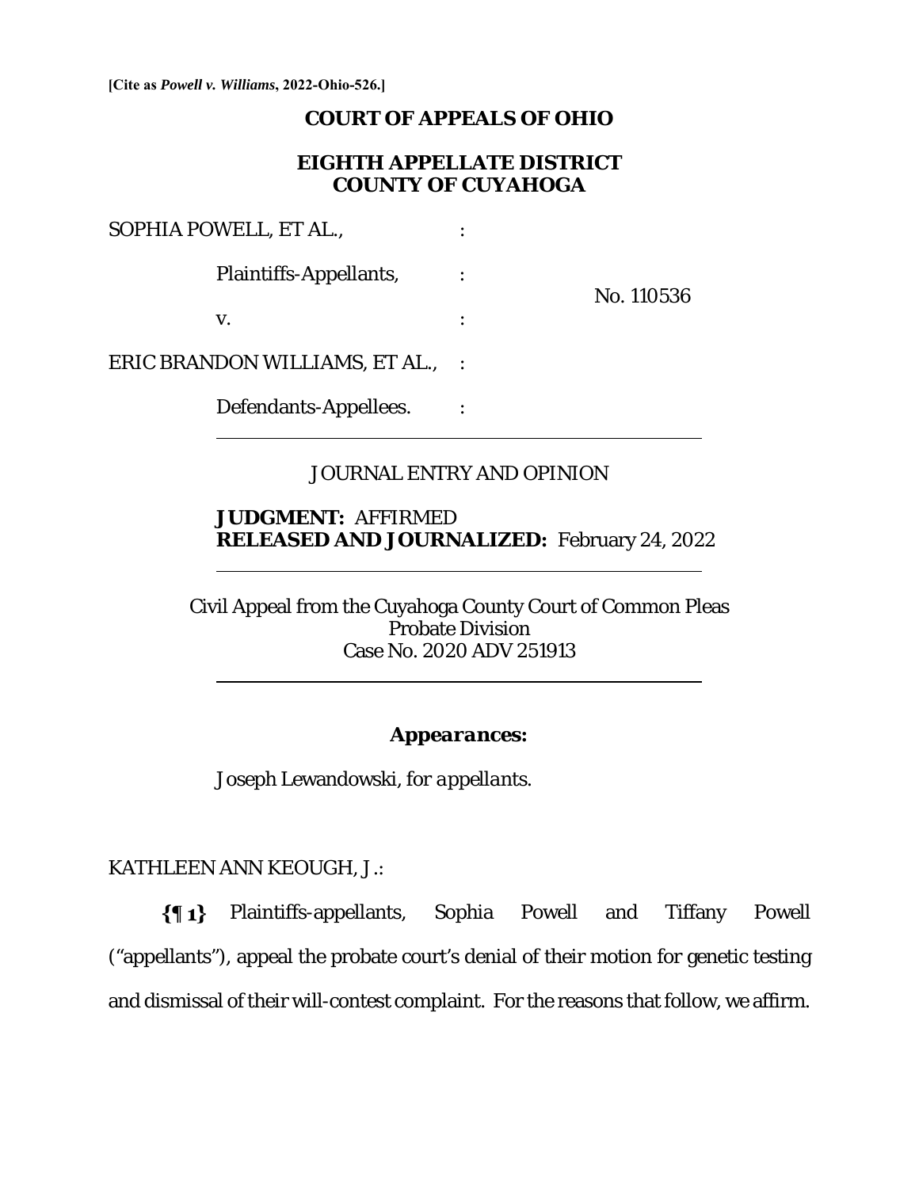[Cite as *Powell v. Williams*, 2022-Ohio-526.]

# COURT OF APPEALS OF OHIO

## EIGHTH APPELLATE DISTRICT
## COUNTY OF CUYAHOGA

SOPHIA POWELL, ET AL., :

Plaintiffs-Appellants, :

No. 110536

v. :

ERIC BRANDON WILLIAMS, ET AL., :

Defendants-Appellees. :

---

JOURNAL ENTRY AND OPINION

**JUDGMENT:** AFFIRMED
**RELEASED AND JOURNALIZED:** February 24, 2022

---

Civil Appeal from the Cuyahoga County Court of Common Pleas
Probate Division
Case No. 2020 ADV 251913

---

***Appearances:***

Joseph Lewandowski, *for appellants.*

KATHLEEN ANN KEOUGH, J.:

**{¶ 1}** Plaintiffs-appellants, Sophia Powell and Tiffany Powell ("appellants"), appeal the probate court's denial of their motion for genetic testing and dismissal of their will-contest complaint. For the reasons that follow, we affirm.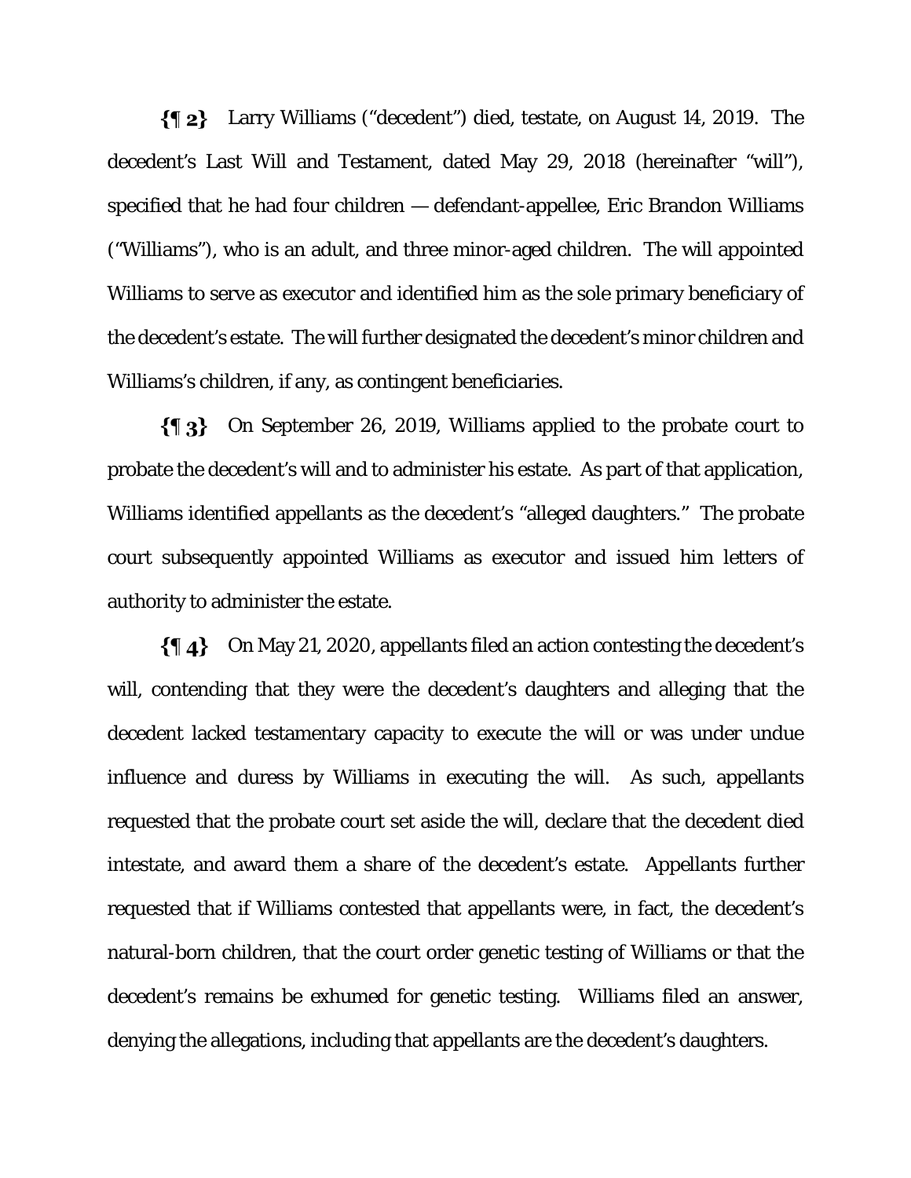**{¶ 2}** Larry Williams ("decedent") died, testate, on August 14, 2019. The decedent's Last Will and Testament, dated May 29, 2018 (hereinafter "will"), specified that he had four children — defendant-appellee, Eric Brandon Williams ("Williams"), who is an adult, and three minor-aged children. The will appointed Williams to serve as executor and identified him as the sole primary beneficiary of the decedent's estate. The will further designated the decedent's minor children and Williams's children, if any, as contingent beneficiaries.

**{¶ 3}** On September 26, 2019, Williams applied to the probate court to probate the decedent's will and to administer his estate. As part of that application, Williams identified appellants as the decedent's "alleged daughters." The probate court subsequently appointed Williams as executor and issued him letters of authority to administer the estate.

**{¶ 4}** On May 21, 2020, appellants filed an action contesting the decedent's will, contending that they were the decedent's daughters and alleging that the decedent lacked testamentary capacity to execute the will or was under undue influence and duress by Williams in executing the will. As such, appellants requested that the probate court set aside the will, declare that the decedent died intestate, and award them a share of the decedent's estate. Appellants further requested that if Williams contested that appellants were, in fact, the decedent's natural-born children, that the court order genetic testing of Williams or that the decedent's remains be exhumed for genetic testing. Williams filed an answer, denying the allegations, including that appellants are the decedent's daughters.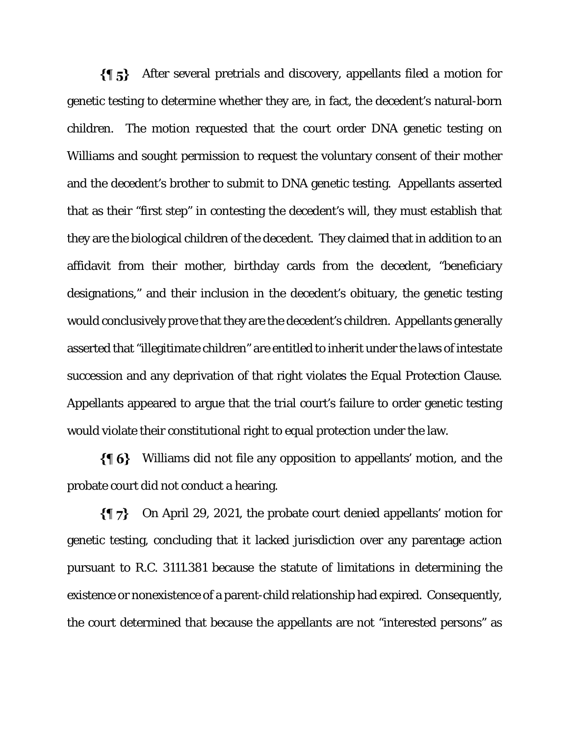**{¶ 5}** After several pretrials and discovery, appellants filed a motion for genetic testing to determine whether they are, in fact, the decedent's natural-born children. The motion requested that the court order DNA genetic testing on Williams and sought permission to request the voluntary consent of their mother and the decedent's brother to submit to DNA genetic testing. Appellants asserted that as their "first step" in contesting the decedent's will, they must establish that they are the biological children of the decedent. They claimed that in addition to an affidavit from their mother, birthday cards from the decedent, "beneficiary designations," and their inclusion in the decedent's obituary, the genetic testing would conclusively prove that they are the decedent's children. Appellants generally asserted that "illegitimate children" are entitled to inherit under the laws of intestate succession and any deprivation of that right violates the Equal Protection Clause. Appellants appeared to argue that the trial court's failure to order genetic testing would violate their constitutional right to equal protection under the law.

**{¶ 6}** Williams did not file any opposition to appellants' motion, and the probate court did not conduct a hearing.

**{¶ 7}** On April 29, 2021, the probate court denied appellants' motion for genetic testing, concluding that it lacked jurisdiction over any parentage action pursuant to R.C. 3111.381 because the statute of limitations in determining the existence or nonexistence of a parent-child relationship had expired. Consequently, the court determined that because the appellants are not "interested persons" as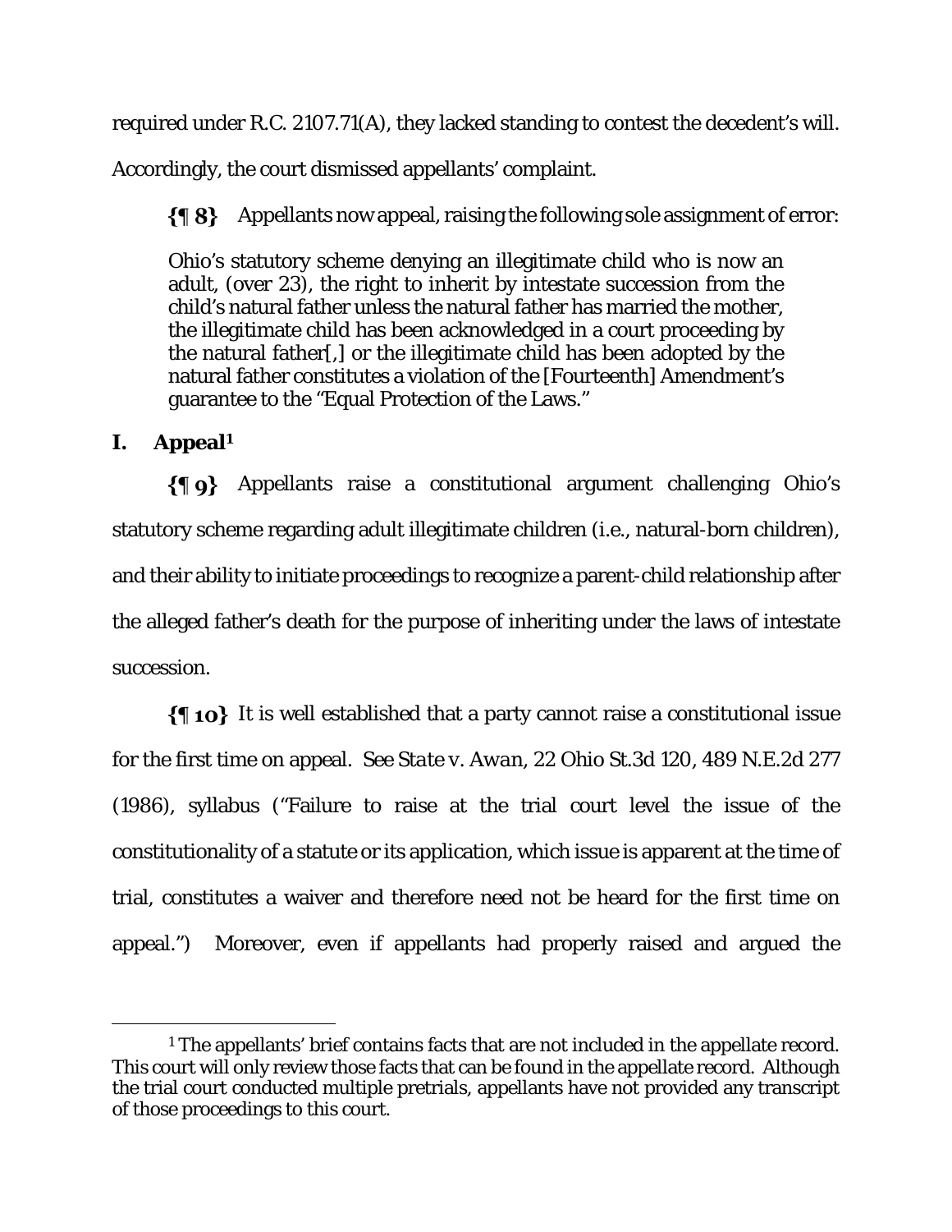required under R.C. 2107.71(A), they lacked standing to contest the decedent's will. Accordingly, the court dismissed appellants' complaint.

**{¶ 8}** Appellants now appeal, raising the following sole assignment of error:

> Ohio's statutory scheme denying an illegitimate child who is now an adult, (over 23), the right to inherit by intestate succession from the child's natural father unless the natural father has married the mother, the illegitimate child has been acknowledged in a court proceeding by the natural father[,] or the illegitimate child has been adopted by the natural father constitutes a violation of the [Fourteenth] Amendment's guarantee to the "Equal Protection of the Laws."

## I. Appeal[1]

**{¶ 9}** Appellants raise a constitutional argument challenging Ohio's statutory scheme regarding adult illegitimate children (i.e., natural-born children), and their ability to initiate proceedings to recognize a parent-child relationship after the alleged father's death for the purpose of inheriting under the laws of intestate succession.

**{¶ 10}** It is well established that a party cannot raise a constitutional issue for the first time on appeal. *See State v. Awan*, 22 Ohio St.3d 120, 489 N.E.2d 277 (1986), syllabus ("Failure to raise at the trial court level the issue of the constitutionality of a statute or its application, which issue is apparent at the time of trial, constitutes a waiver and therefore need not be heard for the first time on appeal.") Moreover, even if appellants had properly raised and argued the

---

[1] The appellants' brief contains facts that are not included in the appellate record. This court will only review those facts that can be found in the appellate record. Although the trial court conducted multiple pretrials, appellants have not provided any transcript of those proceedings to this court.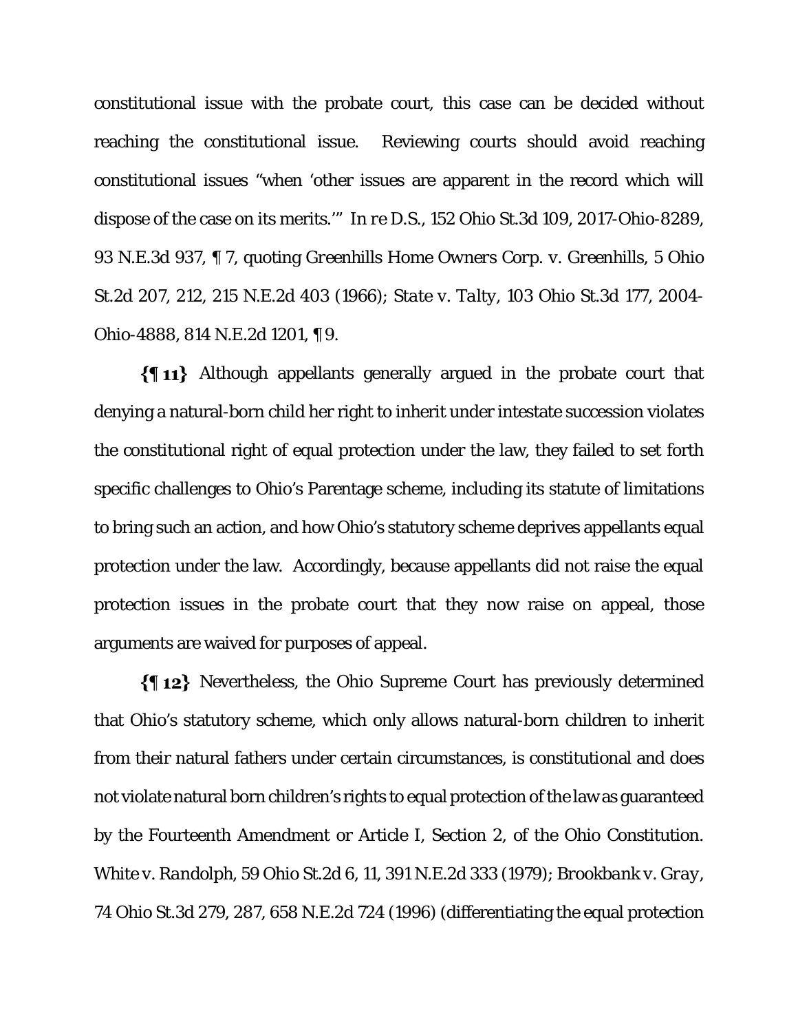constitutional issue with the probate court, this case can be decided without reaching the constitutional issue. Reviewing courts should avoid reaching constitutional issues "when 'other issues are apparent in the record which will dispose of the case on its merits.'" *In re D.S.*, 152 Ohio St.3d 109, 2017-Ohio-8289, 93 N.E.3d 937, ¶ 7, quoting *Greenhills Home Owners Corp. v. Greenhills*, 5 Ohio St.2d 207, 212, 215 N.E.2d 403 (1966); *State v. Talty*, 103 Ohio St.3d 177, 2004-Ohio-4888, 814 N.E.2d 1201, ¶ 9.

**{¶ 11}** Although appellants generally argued in the probate court that denying a natural-born child her right to inherit under intestate succession violates the constitutional right of equal protection under the law, they failed to set forth specific challenges to Ohio's Parentage scheme, including its statute of limitations to bring such an action, and how Ohio's statutory scheme deprives appellants equal protection under the law. Accordingly, because appellants did not raise the equal protection issues in the probate court that they now raise on appeal, those arguments are waived for purposes of appeal.

**{¶ 12}** Nevertheless, the Ohio Supreme Court has previously determined that Ohio's statutory scheme, which only allows natural-born children to inherit from their natural fathers under certain circumstances, is constitutional and does not violate natural born children's rights to equal protection of the law as guaranteed by the Fourteenth Amendment or Article I, Section 2, of the Ohio Constitution. *White v. Randolph*, 59 Ohio St.2d 6, 11, 391 N.E.2d 333 (1979); *Brookbank v. Gray*, 74 Ohio St.3d 279, 287, 658 N.E.2d 724 (1996) (differentiating the equal protection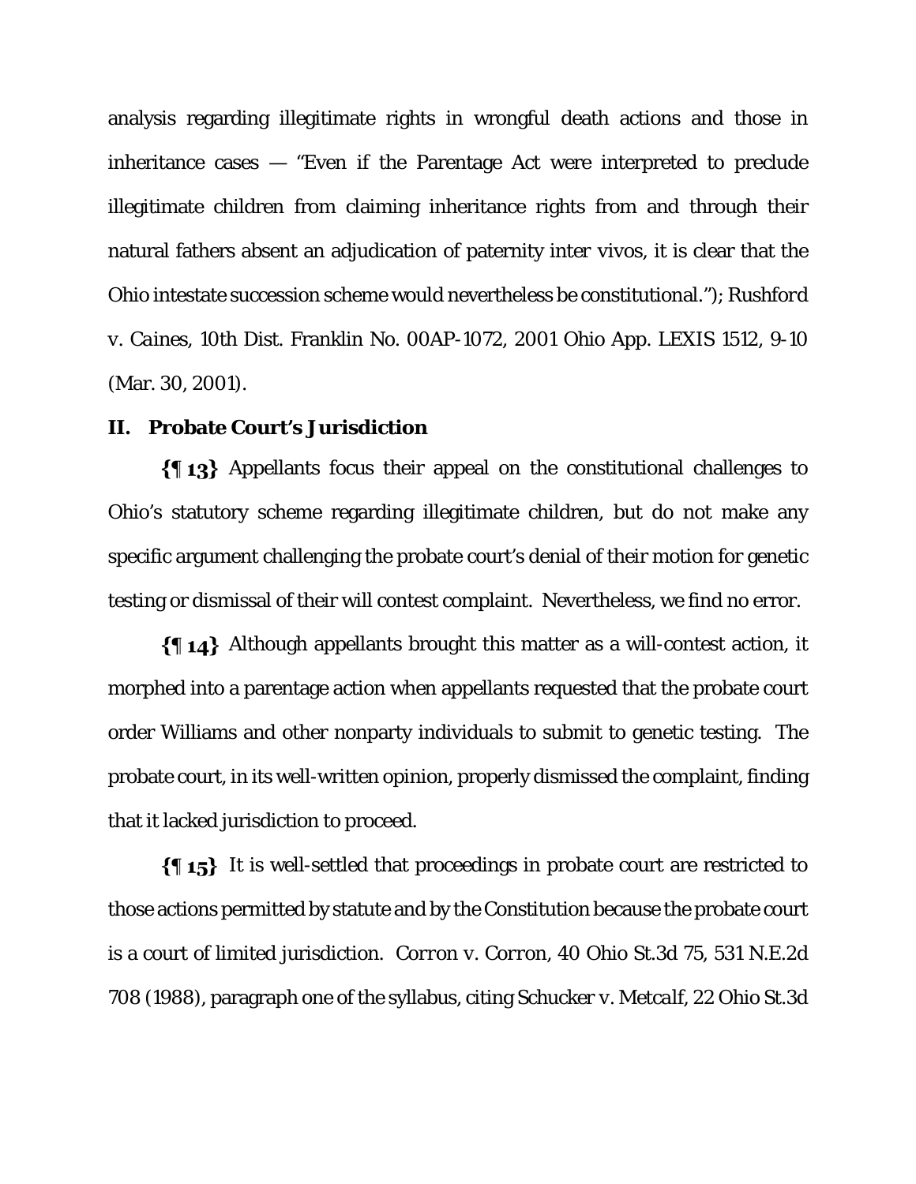analysis regarding illegitimate rights in wrongful death actions and those in inheritance cases — "Even if the Parentage Act were interpreted to preclude illegitimate children from claiming inheritance rights from and through their natural fathers absent an adjudication of paternity inter vivos, it is clear that the Ohio intestate succession scheme would nevertheless be constitutional."); *Rushford v. Caines*, 10th Dist. Franklin No. 00AP-1072, 2001 Ohio App. LEXIS 1512, 9-10 (Mar. 30, 2001).

## II. Probate Court's Jurisdiction

**{¶ 13}** Appellants focus their appeal on the constitutional challenges to Ohio's statutory scheme regarding illegitimate children, but do not make any specific argument challenging the probate court's denial of their motion for genetic testing or dismissal of their will contest complaint. Nevertheless, we find no error.

**{¶ 14}** Although appellants brought this matter as a will-contest action, it morphed into a parentage action when appellants requested that the probate court order Williams and other nonparty individuals to submit to genetic testing. The probate court, in its well-written opinion, properly dismissed the complaint, finding that it lacked jurisdiction to proceed.

**{¶ 15}** It is well-settled that proceedings in probate court are restricted to those actions permitted by statute and by the Constitution because the probate court is a court of limited jurisdiction. *Corron v. Corron*, 40 Ohio St.3d 75, 531 N.E.2d 708 (1988), paragraph one of the syllabus, citing *Schucker v. Metcalf*, 22 Ohio St.3d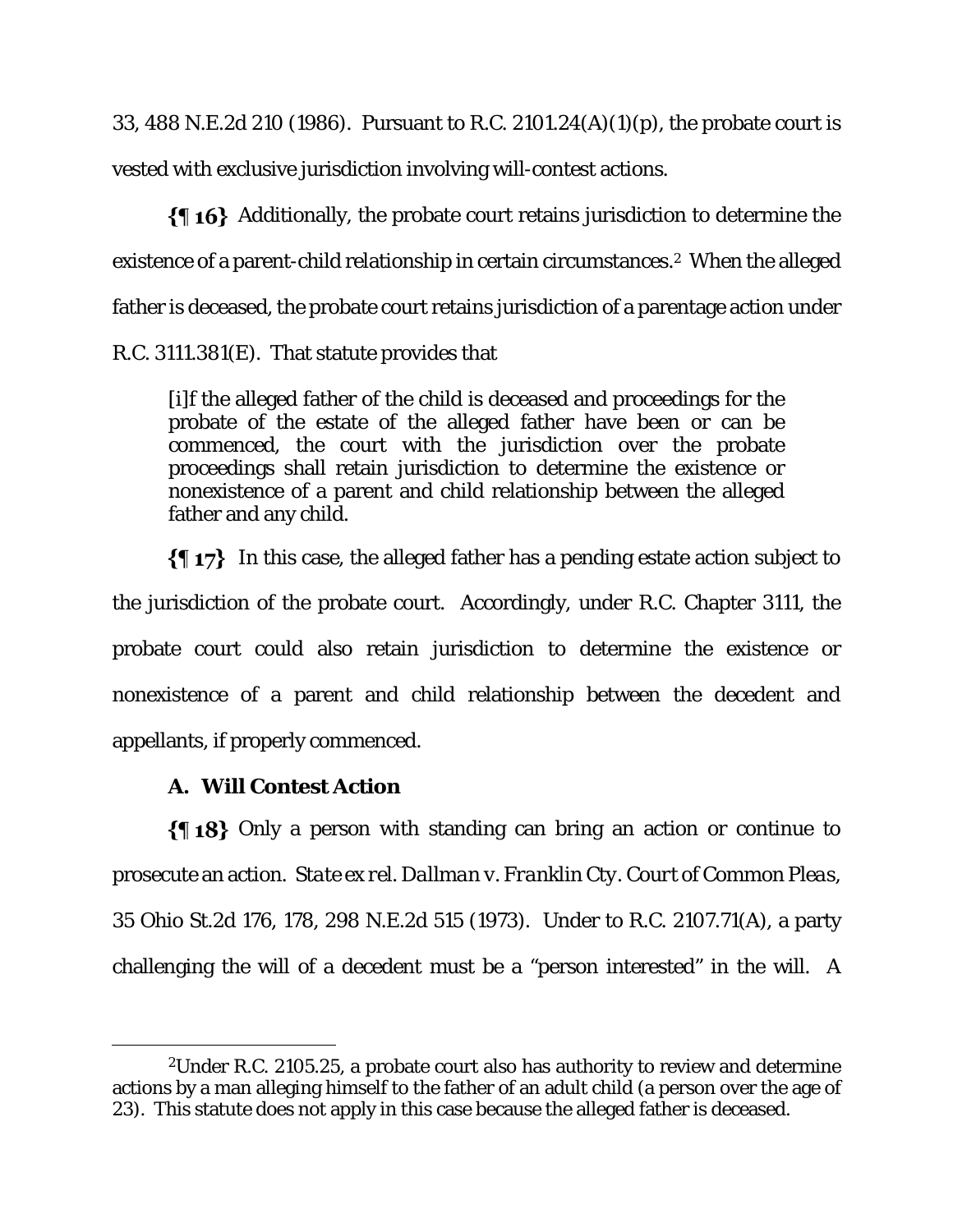33, 488 N.E.2d 210 (1986). Pursuant to R.C. 2101.24(A)(1)(p), the probate court is vested with exclusive jurisdiction involving will-contest actions.

**{¶ 16}** Additionally, the probate court retains jurisdiction to determine the existence of a parent-child relationship in certain circumstances.[2] When the alleged father is deceased, the probate court retains jurisdiction of a parentage action under R.C. 3111.381(E). That statute provides that

> [i]f the alleged father of the child is deceased and proceedings for the probate of the estate of the alleged father have been or can be commenced, the court with the jurisdiction over the probate proceedings shall retain jurisdiction to determine the existence or nonexistence of a parent and child relationship between the alleged father and any child.

**{¶ 17}** In this case, the alleged father has a pending estate action subject to the jurisdiction of the probate court. Accordingly, under R.C. Chapter 3111, the probate court could also retain jurisdiction to determine the existence or nonexistence of a parent and child relationship between the decedent and appellants, if properly commenced.

### A. Will Contest Action

**{¶ 18}** Only a person with standing can bring an action or continue to prosecute an action. *State ex rel. Dallman v. Franklin Cty. Court of Common Pleas*, 35 Ohio St.2d 176, 178, 298 N.E.2d 515 (1973). Under to R.C. 2107.71(A), a party challenging the will of a decedent must be a "person interested" in the will. A

---

[2] Under R.C. 2105.25, a probate court also has authority to review and determine actions by a man alleging himself to the father of an adult child (a person over the age of 23). This statute does not apply in this case because the alleged father is deceased.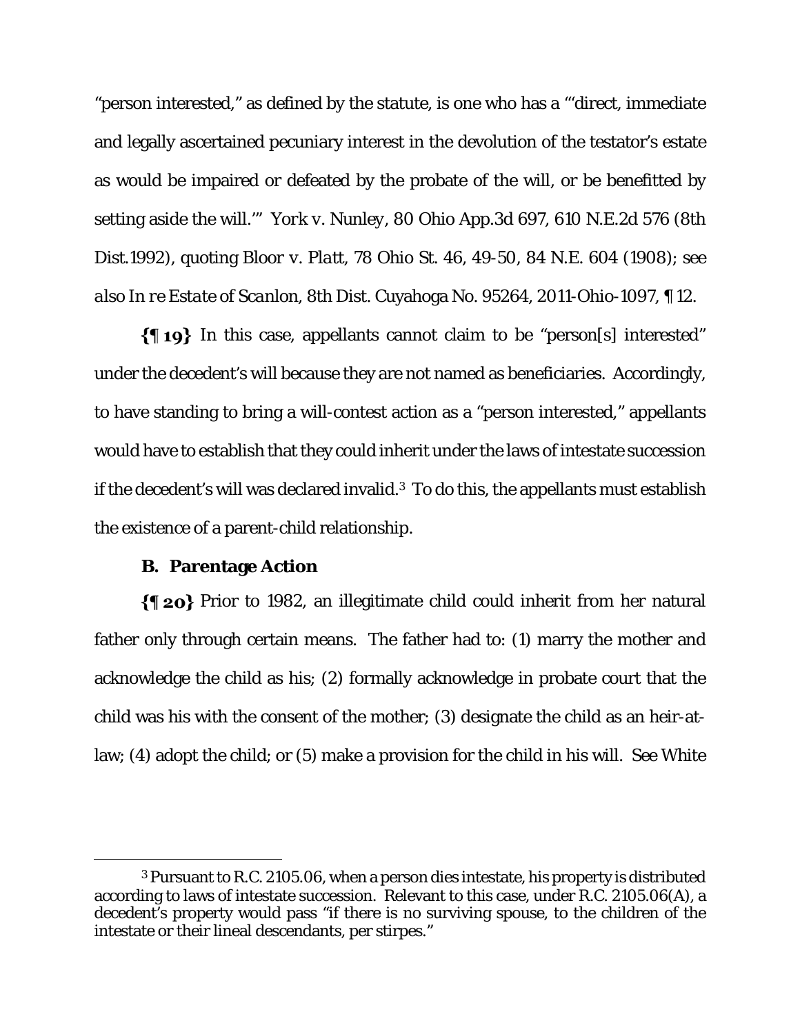"person interested," as defined by the statute, is one who has a "'direct, immediate and legally ascertained pecuniary interest in the devolution of the testator's estate as would be impaired or defeated by the probate of the will, or be benefitted by setting aside the will.'" *York v. Nunley*, 80 Ohio App.3d 697, 610 N.E.2d 576 (8th Dist.1992), quoting *Bloor v. Platt*, 78 Ohio St. 46, 49-50, 84 N.E. 604 (1908); *see also In re Estate of Scanlon*, 8th Dist. Cuyahoga No. 95264, 2011-Ohio-1097, ¶ 12.

**{¶ 19}** In this case, appellants cannot claim to be "person[s] interested" under the decedent's will because they are not named as beneficiaries. Accordingly, to have standing to bring a will-contest action as a "person interested," appellants would have to establish that they could inherit under the laws of intestate succession if the decedent's will was declared invalid.[3] To do this, the appellants must establish the existence of a parent-child relationship.

### B. Parentage Action

**{¶ 20}** Prior to 1982, an illegitimate child could inherit from her natural father only through certain means. The father had to: (1) marry the mother and acknowledge the child as his; (2) formally acknowledge in probate court that the child was his with the consent of the mother; (3) designate the child as an heir-at-law; (4) adopt the child; or (5) make a provision for the child in his will. See White

---

[3] Pursuant to R.C. 2105.06, when a person dies intestate, his property is distributed according to laws of intestate succession. Relevant to this case, under R.C. 2105.06(A), a decedent's property would pass "if there is no surviving spouse, to the children of the intestate or their lineal descendants, per stirpes."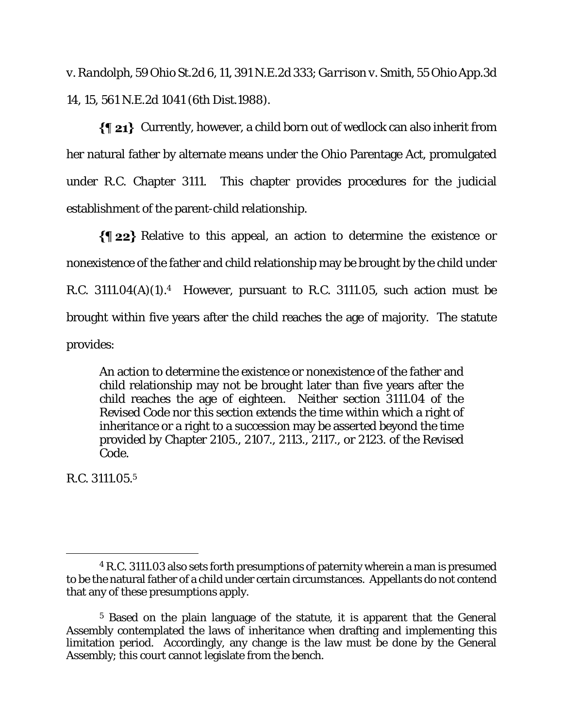*v. Randolph*, 59 Ohio St.2d 6, 11, 391 N.E.2d 333; *Garrison v. Smith*, 55 Ohio App.3d 14, 15, 561 N.E.2d 1041 (6th Dist.1988).

**{¶ 21}** Currently, however, a child born out of wedlock can also inherit from her natural father by alternate means under the Ohio Parentage Act, promulgated under R.C. Chapter 3111. This chapter provides procedures for the judicial establishment of the parent-child relationship.

**{¶ 22}** Relative to this appeal, an action to determine the existence or nonexistence of the father and child relationship may be brought by the child under R.C. 3111.04(A)(1).[4] However, pursuant to R.C. 3111.05, such action must be brought within five years after the child reaches the age of majority. The statute provides:

> An action to determine the existence or nonexistence of the father and child relationship may not be brought later than five years after the child reaches the age of eighteen. Neither section 3111.04 of the Revised Code nor this section extends the time within which a right of inheritance or a right to a succession may be asserted beyond the time provided by Chapter 2105., 2107., 2113., 2117., or 2123. of the Revised Code.

R.C. 3111.05.[5]

---

[4] R.C. 3111.03 also sets forth presumptions of paternity wherein a man is presumed to be the natural father of a child under certain circumstances. Appellants do not contend that any of these presumptions apply.

[5] Based on the plain language of the statute, it is apparent that the General Assembly contemplated the laws of inheritance when drafting and implementing this limitation period. Accordingly, any change is the law must be done by the General Assembly; this court cannot legislate from the bench.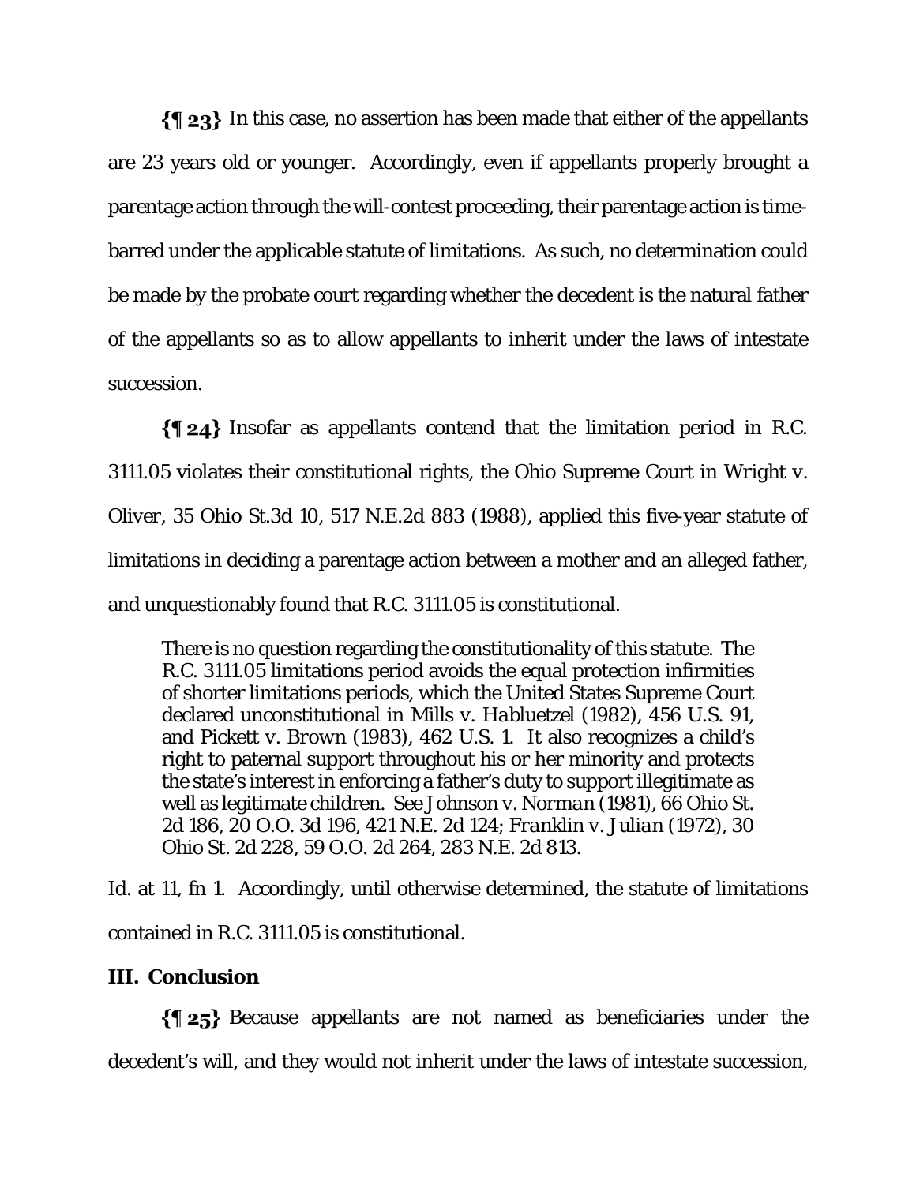**{¶ 23}** In this case, no assertion has been made that either of the appellants are 23 years old or younger. Accordingly, even if appellants properly brought a parentage action through the will-contest proceeding, their parentage action is time-barred under the applicable statute of limitations. As such, no determination could be made by the probate court regarding whether the decedent is the natural father of the appellants so as to allow appellants to inherit under the laws of intestate succession.

**{¶ 24}** Insofar as appellants contend that the limitation period in R.C. 3111.05 violates their constitutional rights, the Ohio Supreme Court in *Wright v. Oliver*, 35 Ohio St.3d 10, 517 N.E.2d 883 (1988), applied this five-year statute of limitations in deciding a parentage action between a mother and an alleged father, and unquestionably found that R.C. 3111.05 is constitutional.

> There is no question regarding the constitutionality of this statute. The R.C. 3111.05 limitations period avoids the equal protection infirmities of shorter limitations periods, which the United States Supreme Court declared unconstitutional in *Mills v. Habluetzel* (1982), 456 U.S. 91, and *Pickett v. Brown* (1983), 462 U.S. 1. It also recognizes a child's right to paternal support throughout his or her minority and protects the state's interest in enforcing a father's duty to support illegitimate as well as legitimate children. See *Johnson v. Norman* (1981), 66 Ohio St. 2d 186, 20 O.O. 3d 196, 421 N.E. 2d 124; *Franklin v. Julian* (1972), 30 Ohio St. 2d 228, 59 O.O. 2d 264, 283 N.E. 2d 813.

*Id.* at 11, fn 1. Accordingly, until otherwise determined, the statute of limitations contained in R.C. 3111.05 is constitutional.

## III. Conclusion

**{¶ 25}** Because appellants are not named as beneficiaries under the decedent's will, and they would not inherit under the laws of intestate succession,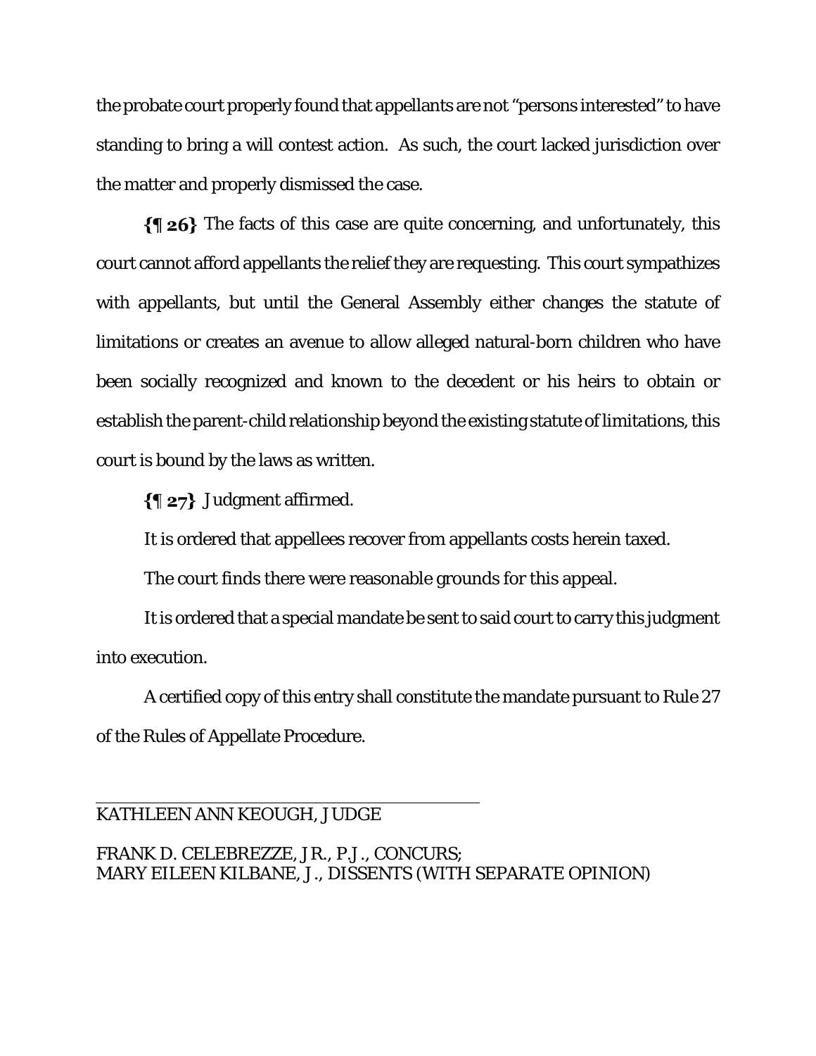the probate court properly found that appellants are not "persons interested" to have standing to bring a will contest action. As such, the court lacked jurisdiction over the matter and properly dismissed the case.

**{¶ 26}** The facts of this case are quite concerning, and unfortunately, this court cannot afford appellants the relief they are requesting. This court sympathizes with appellants, but until the General Assembly either changes the statute of limitations or creates an avenue to allow alleged natural-born children who have been socially recognized and known to the decedent or his heirs to obtain or establish the parent-child relationship beyond the existing statute of limitations, this court is bound by the laws as written.

**{¶ 27}** Judgment affirmed.

It is ordered that appellees recover from appellants costs herein taxed.

The court finds there were reasonable grounds for this appeal.

It is ordered that a special mandate be sent to said court to carry this judgment into execution.

A certified copy of this entry shall constitute the mandate pursuant to Rule 27 of the Rules of Appellate Procedure.

KATHLEEN ANN KEOUGH, JUDGE

FRANK D. CELEBREZZE, JR., P.J., CONCURS;
MARY EILEEN KILBANE, J., DISSENTS (WITH SEPARATE OPINION)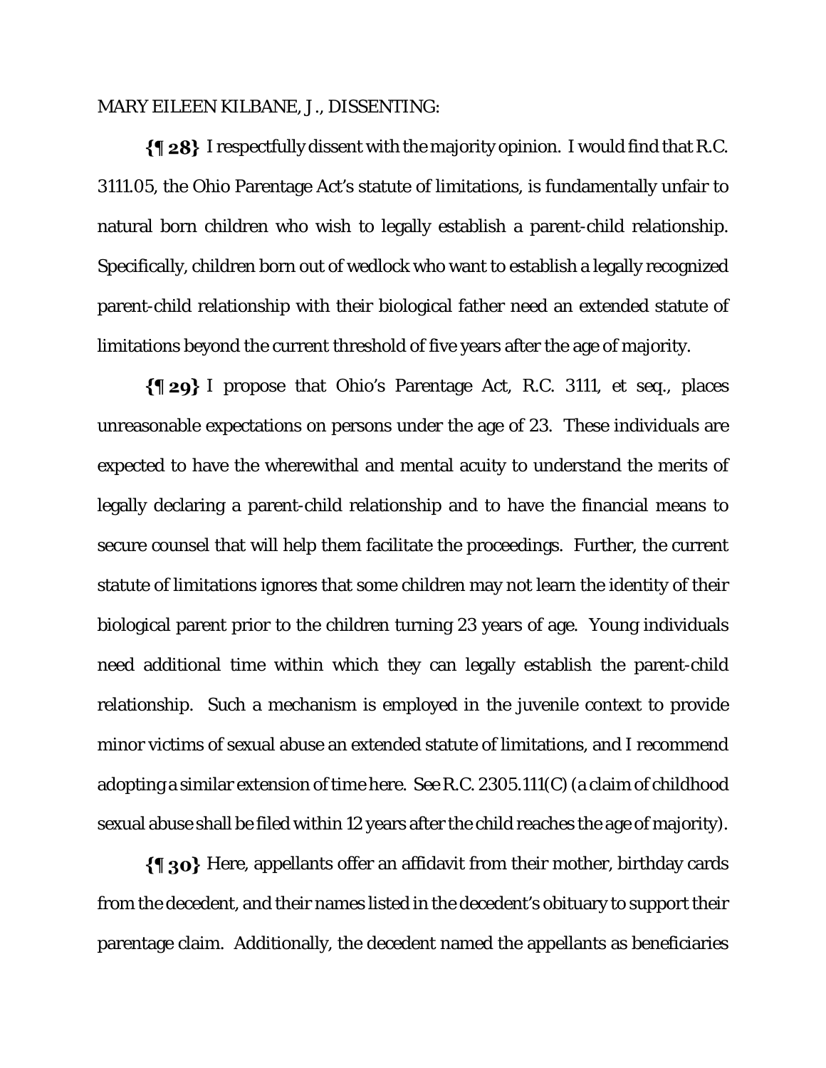MARY EILEEN KILBANE, J., DISSENTING:

**{¶ 28}** I respectfully dissent with the majority opinion. I would find that R.C. 3111.05, the Ohio Parentage Act's statute of limitations, is fundamentally unfair to natural born children who wish to legally establish a parent-child relationship. Specifically, children born out of wedlock who want to establish a legally recognized parent-child relationship with their biological father need an extended statute of limitations beyond the current threshold of five years after the age of majority.

**{¶ 29}** I propose that Ohio's Parentage Act, R.C. 3111, et seq., places unreasonable expectations on persons under the age of 23. These individuals are expected to have the wherewithal and mental acuity to understand the merits of legally declaring a parent-child relationship and to have the financial means to secure counsel that will help them facilitate the proceedings. Further, the current statute of limitations ignores that some children may not learn the identity of their biological parent prior to the children turning 23 years of age. Young individuals need additional time within which they can legally establish the parent-child relationship. Such a mechanism is employed in the juvenile context to provide minor victims of sexual abuse an extended statute of limitations, and I recommend adopting a similar extension of time here. See R.C. 2305.111(C) (a claim of childhood sexual abuse shall be filed within 12 years after the child reaches the age of majority).

**{¶ 30}** Here, appellants offer an affidavit from their mother, birthday cards from the decedent, and their names listed in the decedent's obituary to support their parentage claim. Additionally, the decedent named the appellants as beneficiaries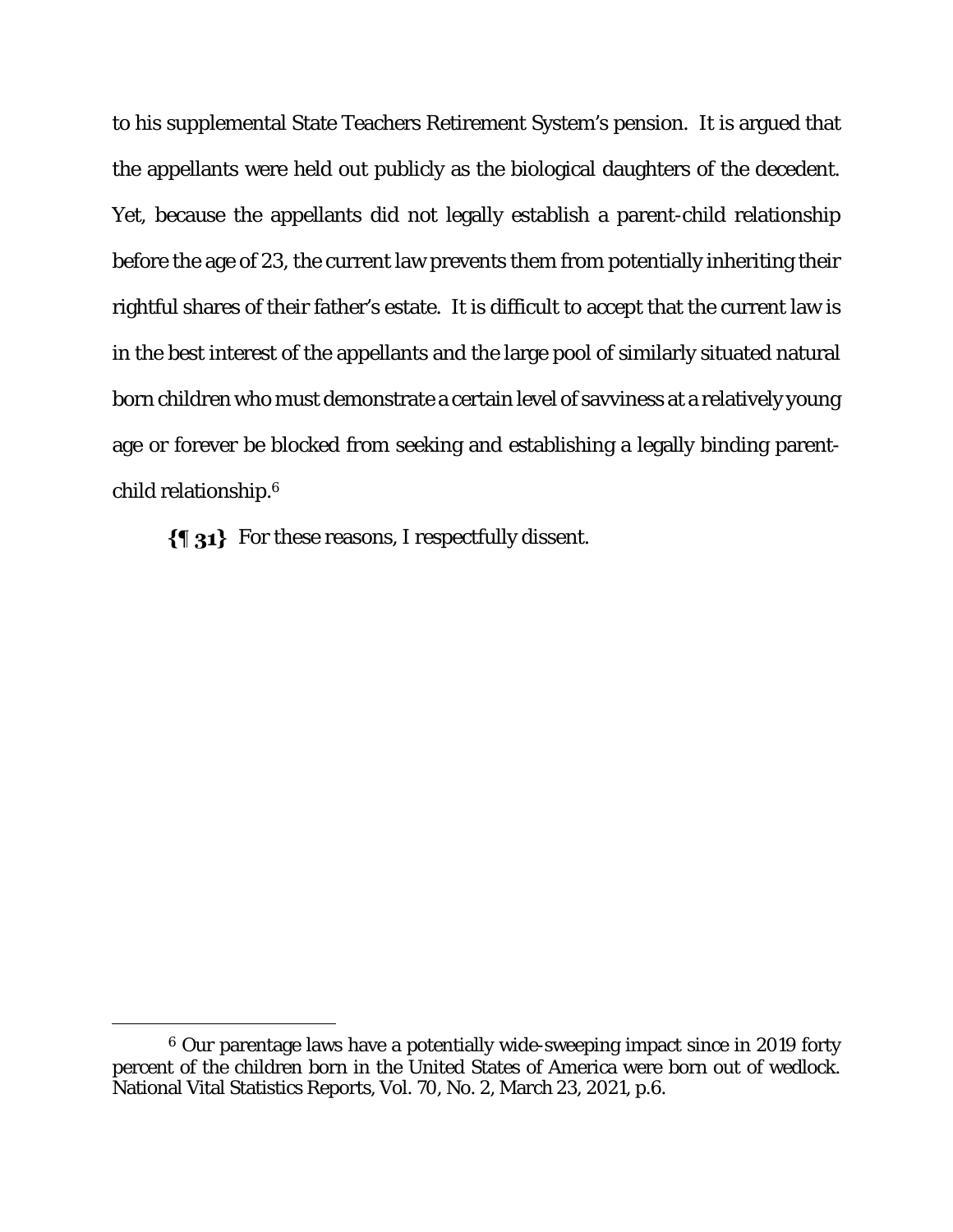to his supplemental State Teachers Retirement System's pension. It is argued that the appellants were held out publicly as the biological daughters of the decedent. Yet, because the appellants did not legally establish a parent-child relationship before the age of 23, the current law prevents them from potentially inheriting their rightful shares of their father's estate. It is difficult to accept that the current law is in the best interest of the appellants and the large pool of similarly situated natural born children who must demonstrate a certain level of savviness at a relatively young age or forever be blocked from seeking and establishing a legally binding parent-child relationship.[6]

**{¶ 31}** For these reasons, I respectfully dissent.

---

[6] Our parentage laws have a potentially wide-sweeping impact since in 2019 forty percent of the children born in the United States of America were born out of wedlock. National Vital Statistics Reports, Vol. 70, No. 2, March 23, 2021, p.6.